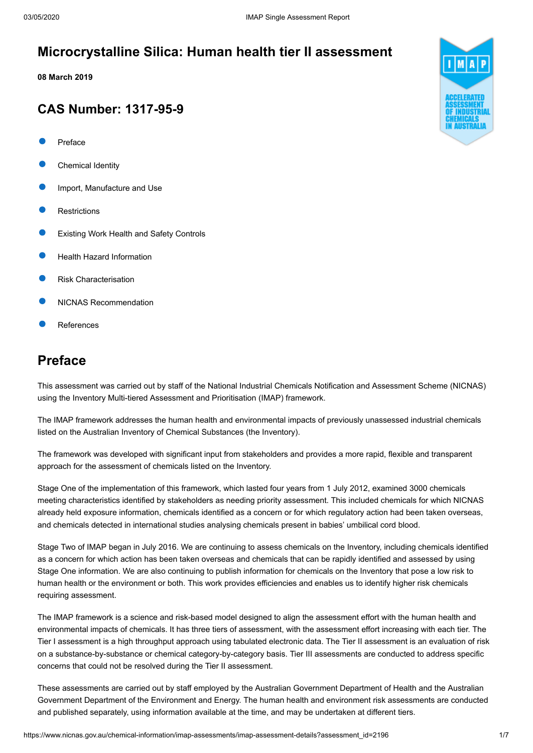# Microcrystalline Silica: Human health tier II assessment

**08 March 2019**

## CAS Number: 1317-95-9

- Preface
- Chemical Identity
- Import, Manufacture and Use
- Restrictions
- Existing Work Health and Safety Controls
- Health Hazard Information
- Risk Characterisation
- NICNAS Recommendation
- References

## Preface

This assessment was carried out by staff of the National Industrial Chemicals Notification and Assessment Scheme (NICNAS) using the Inventory Multi-tiered Assessment and Prioritisation (IMAP) framework.

The IMAP framework addresses the human health and environmental impacts of previously unassessed industrial chemicals listed on the Australian Inventory of Chemical Substances (the Inventory).

The framework was developed with significant input from stakeholders and provides a more rapid, flexible and transparent approach for the assessment of chemicals listed on the Inventory.

Stage One of the implementation of this framework, which lasted four years from 1 July 2012, examined 3000 chemicals meeting characteristics identified by stakeholders as needing priority assessment. This included chemicals for which NICNAS already held exposure information, chemicals identified as a concern or for which regulatory action had been taken overseas, and chemicals detected in international studies analysing chemicals present in babies' umbilical cord blood.

Stage Two of IMAP began in July 2016. We are continuing to assess chemicals on the Inventory, including chemicals identified as a concern for which action has been taken overseas and chemicals that can be rapidly identified and assessed by using Stage One information. We are also continuing to publish information for chemicals on the Inventory that pose a low risk to human health or the environment or both. This work provides efficiencies and enables us to identify higher risk chemicals requiring assessment.

The IMAP framework is a science and risk-based model designed to align the assessment effort with the human health and environmental impacts of chemicals. It has three tiers of assessment, with the assessment effort increasing with each tier. The Tier I assessment is a high throughput approach using tabulated electronic data. The Tier II assessment is an evaluation of risk on a substance-by-substance or chemical category-by-category basis. Tier III assessments are conducted to address specific concerns that could not be resolved during the Tier II assessment.

These assessments are carried out by staff employed by the Australian Government Department of Health and the Australian Government Department of the Environment and Energy. The human health and environment risk assessments are conducted and published separately, using information available at the time, and may be undertaken at different tiers.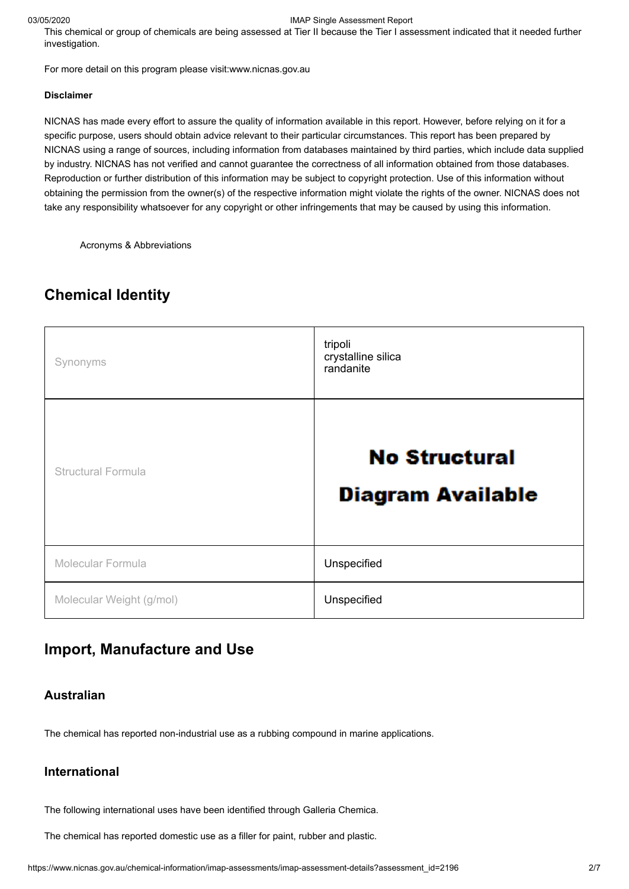This chemical or group of chemicals are being assessed at Tier II because the Tier I assessment indicated that it needed further investigation.

For more detail on this program please visit:www.nicnas.gov.au

**Disclaimer**

NICNAS has made every effort to assure the quality of information available in this report. However, before relying on it for a specific purpose, users should obtain advice relevant to their particular circumstances. This report has been prepared by NICNAS using a range of sources, including information from databases maintained by third parties, which include data supplied by industry. NICNAS has not verified and cannot guarantee the correctness of all information obtained from those databases. Reproduction or further distribution of this information may be subject to copyright protection. Use of this information without obtaining the permission from the owner(s) of the respective information might violate the rights of the owner. NICNAS does not take any responsibility whatsoever for any copyright or other infringements that may be caused by using this information.

Acronyms & Abbreviations

## Chemical Identity

| | |
|---|---|
| Synonyms | tripoli<br>crystalline silica<br>randanite |
| Structural Formula | No Structural Diagram Available |
| Molecular Formula | Unspecified |
| Molecular Weight (g/mol) | Unspecified |

## Import, Manufacture and Use

### Australian

The chemical has reported non-industrial use as a rubbing compound in marine applications.

### International

The following international uses have been identified through Galleria Chemica.

The chemical has reported domestic use as a filler for paint, rubber and plastic.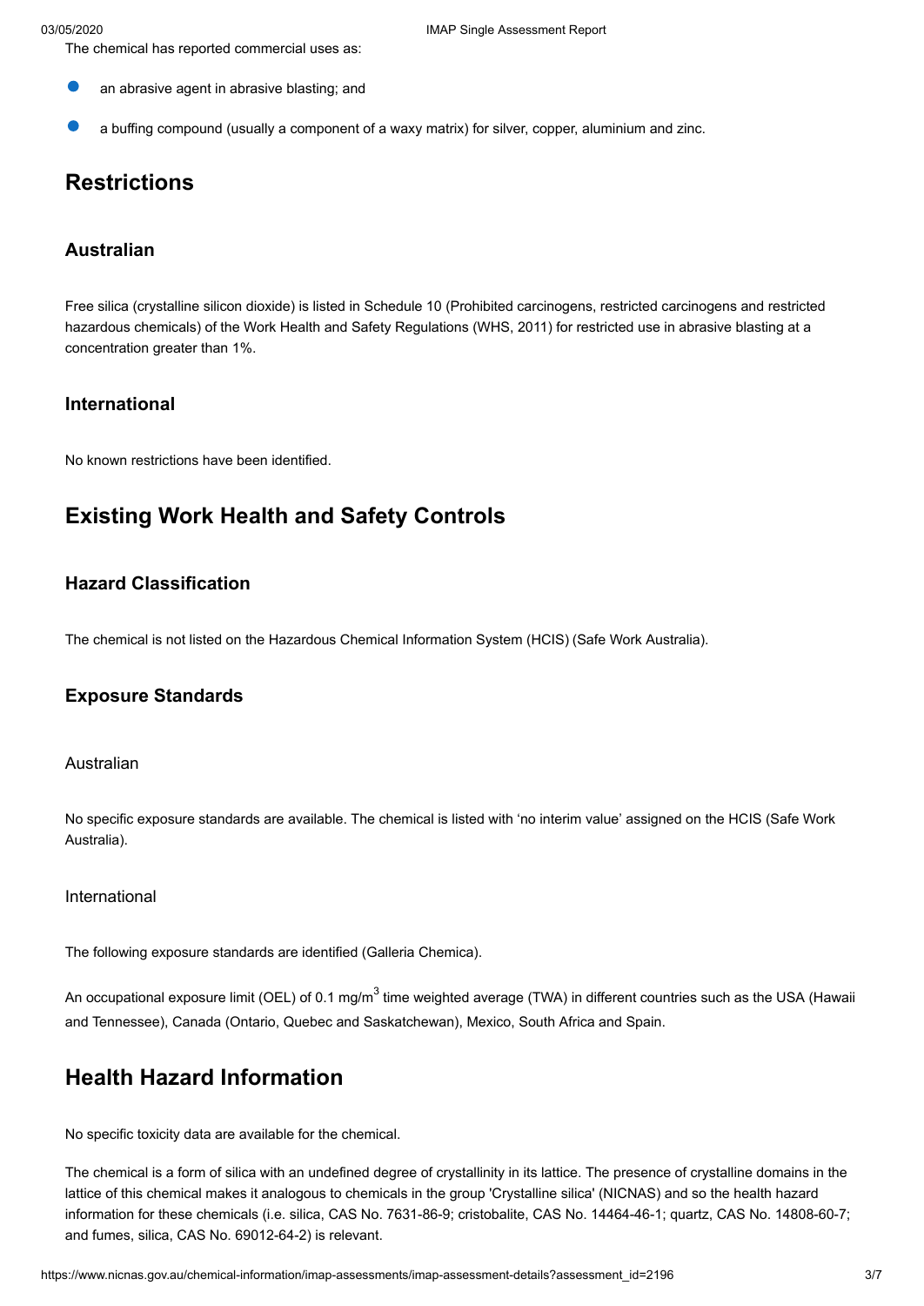The chemical has reported commercial uses as:

- an abrasive agent in abrasive blasting; and
- a buffing compound (usually a component of a waxy matrix) for silver, copper, aluminium and zinc.

## Restrictions

### Australian

Free silica (crystalline silicon dioxide) is listed in Schedule 10 (Prohibited carcinogens, restricted carcinogens and restricted hazardous chemicals) of the Work Health and Safety Regulations (WHS, 2011) for restricted use in abrasive blasting at a concentration greater than 1%.

### International

No known restrictions have been identified.

## Existing Work Health and Safety Controls

### Hazard Classification

The chemical is not listed on the Hazardous Chemical Information System (HCIS) (Safe Work Australia).

### Exposure Standards

#### Australian

No specific exposure standards are available. The chemical is listed with 'no interim value' assigned on the HCIS (Safe Work Australia).

#### International

The following exposure standards are identified (Galleria Chemica).

An occupational exposure limit (OEL) of 0.1 mg/m$^3$ time weighted average (TWA) in different countries such as the USA (Hawaii and Tennessee), Canada (Ontario, Quebec and Saskatchewan), Mexico, South Africa and Spain.

## Health Hazard Information

No specific toxicity data are available for the chemical.

The chemical is a form of silica with an undefined degree of crystallinity in its lattice. The presence of crystalline domains in the lattice of this chemical makes it analogous to chemicals in the group 'Crystalline silica' (NICNAS) and so the health hazard information for these chemicals (i.e. silica, CAS No. 7631-86-9; cristobalite, CAS No. 14464-46-1; quartz, CAS No. 14808-60-7; and fumes, silica, CAS No. 69012-64-2) is relevant.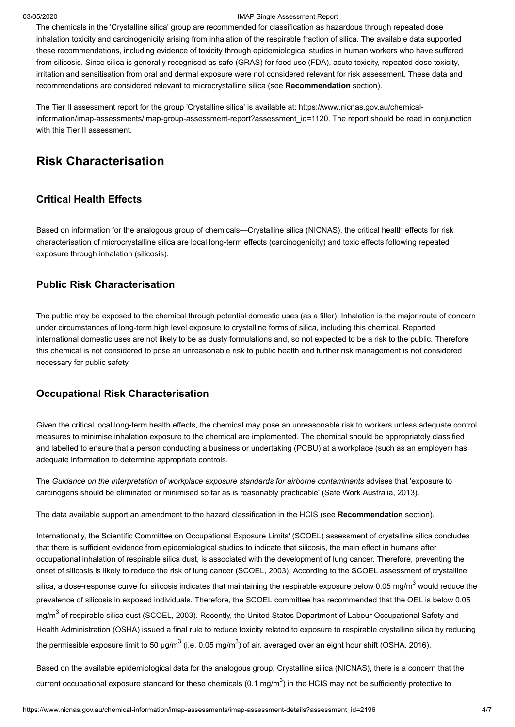The chemicals in the 'Crystalline silica' group are recommended for classification as hazardous through repeated dose inhalation toxicity and carcinogenicity arising from inhalation of the respirable fraction of silica. The available data supported these recommendations, including evidence of toxicity through epidemiological studies in human workers who have suffered from silicosis. Since silica is generally recognised as safe (GRAS) for food use (FDA), acute toxicity, repeated dose toxicity, irritation and sensitisation from oral and dermal exposure were not considered relevant for risk assessment. These data and recommendations are considered relevant to microcrystalline silica (see **Recommendation** section).

The Tier II assessment report for the group 'Crystalline silica' is available at: https://www.nicnas.gov.au/chemical-information/imap-assessments/imap-group-assessment-report?assessment_id=1120. The report should be read in conjunction with this Tier II assessment.

# Risk Characterisation

## Critical Health Effects

Based on information for the analogous group of chemicals—Crystalline silica (NICNAS), the critical health effects for risk characterisation of microcrystalline silica are local long-term effects (carcinogenicity) and toxic effects following repeated exposure through inhalation (silicosis).

## Public Risk Characterisation

The public may be exposed to the chemical through potential domestic uses (as a filler). Inhalation is the major route of concern under circumstances of long-term high level exposure to crystalline forms of silica, including this chemical. Reported international domestic uses are not likely to be as dusty formulations and, so not expected to be a risk to the public. Therefore this chemical is not considered to pose an unreasonable risk to public health and further risk management is not considered necessary for public safety.

## Occupational Risk Characterisation

Given the critical local long-term health effects, the chemical may pose an unreasonable risk to workers unless adequate control measures to minimise inhalation exposure to the chemical are implemented. The chemical should be appropriately classified and labelled to ensure that a person conducting a business or undertaking (PCBU) at a workplace (such as an employer) has adequate information to determine appropriate controls.

The *Guidance on the Interpretation of workplace exposure standards for airborne contaminants* advises that 'exposure to carcinogens should be eliminated or minimised so far as is reasonably practicable' (Safe Work Australia, 2013).

The data available support an amendment to the hazard classification in the HCIS (see **Recommendation** section).

Internationally, the Scientific Committee on Occupational Exposure Limits' (SCOEL) assessment of crystalline silica concludes that there is sufficient evidence from epidemiological studies to indicate that silicosis, the main effect in humans after occupational inhalation of respirable silica dust, is associated with the development of lung cancer. Therefore, preventing the onset of silicosis is likely to reduce the risk of lung cancer (SCOEL, 2003). According to the SCOEL assessment of crystalline silica, a dose-response curve for silicosis indicates that maintaining the respirable exposure below 0.05 mg/m$^3$ would reduce the prevalence of silicosis in exposed individuals. Therefore, the SCOEL committee has recommended that the OEL is below 0.05 mg/m$^3$ of respirable silica dust (SCOEL, 2003). Recently, the United States Department of Labour Occupational Safety and Health Administration (OSHA) issued a final rule to reduce toxicity related to exposure to respirable crystalline silica by reducing the permissible exposure limit to 50 µg/m$^3$ (i.e. 0.05 mg/m$^3$) of air, averaged over an eight hour shift (OSHA, 2016).

Based on the available epidemiological data for the analogous group, Crystalline silica (NICNAS), there is a concern that the current occupational exposure standard for these chemicals (0.1 mg/m$^3$) in the HCIS may not be sufficiently protective to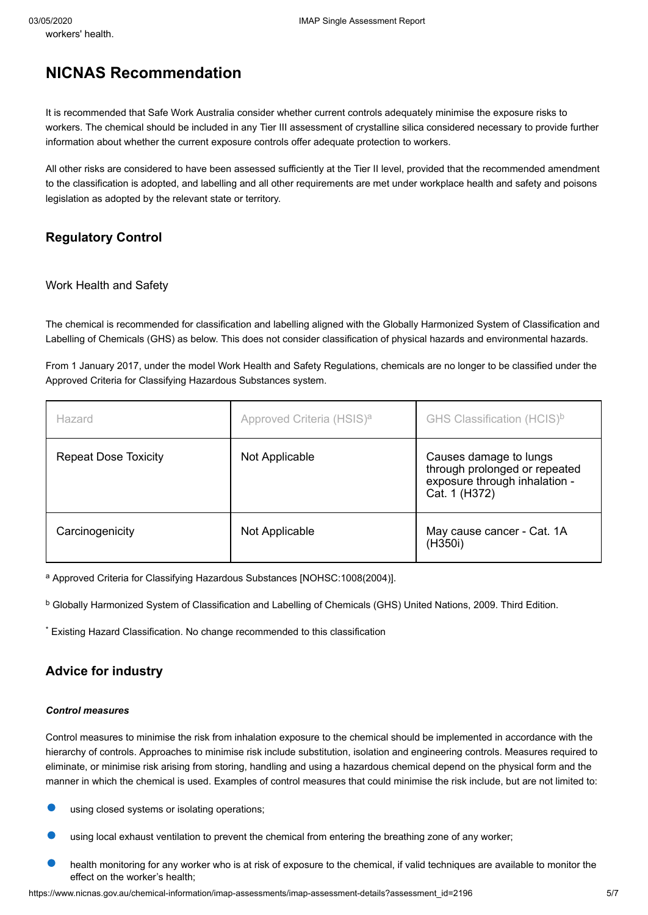workers' health.

## NICNAS Recommendation

It is recommended that Safe Work Australia consider whether current controls adequately minimise the exposure risks to workers. The chemical should be included in any Tier III assessment of crystalline silica considered necessary to provide further information about whether the current exposure controls offer adequate protection to workers.

All other risks are considered to have been assessed sufficiently at the Tier II level, provided that the recommended amendment to the classification is adopted, and labelling and all other requirements are met under workplace health and safety and poisons legislation as adopted by the relevant state or territory.

### Regulatory Control

#### Work Health and Safety

The chemical is recommended for classification and labelling aligned with the Globally Harmonized System of Classification and Labelling of Chemicals (GHS) as below. This does not consider classification of physical hazards and environmental hazards.

From 1 January 2017, under the model Work Health and Safety Regulations, chemicals are no longer to be classified under the Approved Criteria for Classifying Hazardous Substances system.

| Hazard | Approved Criteria (HSIS)[a] | GHS Classification (HCIS)[b] |
|---|---|---|
| Repeat Dose Toxicity | Not Applicable | Causes damage to lungs through prolonged or repeated exposure through inhalation - Cat. 1 (H372) |
| Carcinogenicity | Not Applicable | May cause cancer - Cat. 1A (H350i) |

[a] Approved Criteria for Classifying Hazardous Substances [NOHSC:1008(2004)].

[b] Globally Harmonized System of Classification and Labelling of Chemicals (GHS) United Nations, 2009. Third Edition.

[*] Existing Hazard Classification. No change recommended to this classification

### Advice for industry

***Control measures***

Control measures to minimise the risk from inhalation exposure to the chemical should be implemented in accordance with the hierarchy of controls. Approaches to minimise risk include substitution, isolation and engineering controls. Measures required to eliminate, or minimise risk arising from storing, handling and using a hazardous chemical depend on the physical form and the manner in which the chemical is used. Examples of control measures that could minimise the risk include, but are not limited to:

- using closed systems or isolating operations;
- using local exhaust ventilation to prevent the chemical from entering the breathing zone of any worker;
- health monitoring for any worker who is at risk of exposure to the chemical, if valid techniques are available to monitor the effect on the worker's health;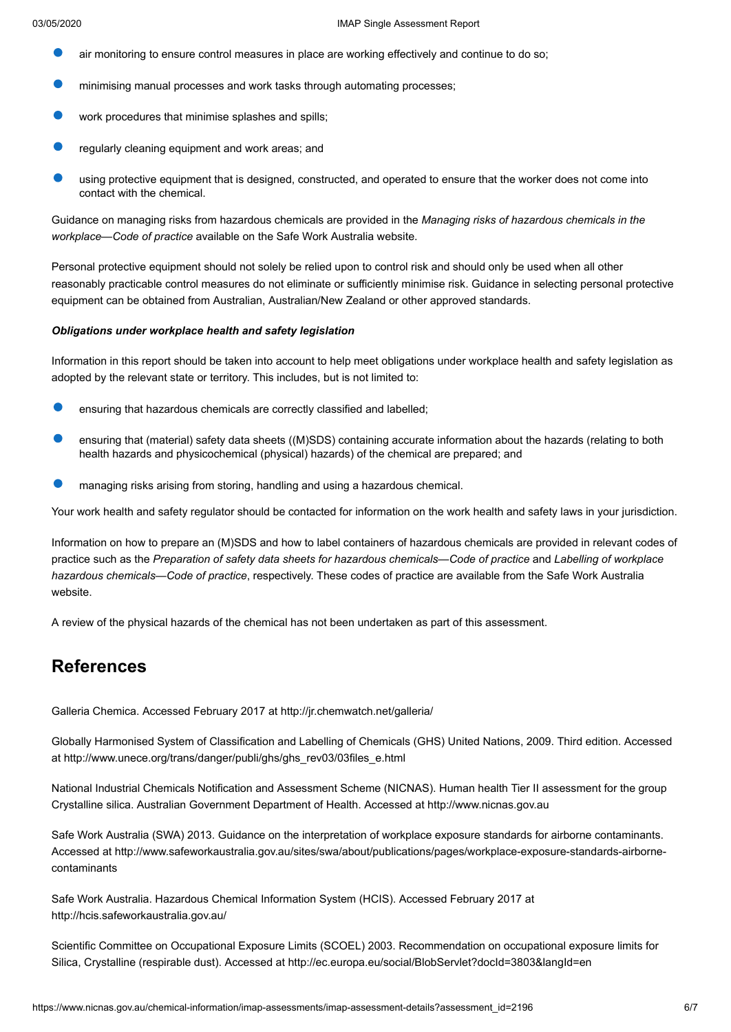- air monitoring to ensure control measures in place are working effectively and continue to do so;
- minimising manual processes and work tasks through automating processes;
- work procedures that minimise splashes and spills;
- regularly cleaning equipment and work areas; and
- using protective equipment that is designed, constructed, and operated to ensure that the worker does not come into contact with the chemical.

Guidance on managing risks from hazardous chemicals are provided in the *Managing risks of hazardous chemicals in the workplace—Code of practice* available on the Safe Work Australia website.

Personal protective equipment should not solely be relied upon to control risk and should only be used when all other reasonably practicable control measures do not eliminate or sufficiently minimise risk. Guidance in selecting personal protective equipment can be obtained from Australian, Australian/New Zealand or other approved standards.

***Obligations under workplace health and safety legislation***

Information in this report should be taken into account to help meet obligations under workplace health and safety legislation as adopted by the relevant state or territory. This includes, but is not limited to:

- ensuring that hazardous chemicals are correctly classified and labelled;
- ensuring that (material) safety data sheets ((M)SDS) containing accurate information about the hazards (relating to both health hazards and physicochemical (physical) hazards) of the chemical are prepared; and
- managing risks arising from storing, handling and using a hazardous chemical.

Your work health and safety regulator should be contacted for information on the work health and safety laws in your jurisdiction.

Information on how to prepare an (M)SDS and how to label containers of hazardous chemicals are provided in relevant codes of practice such as the *Preparation of safety data sheets for hazardous chemicals—Code of practice* and *Labelling of workplace hazardous chemicals—Code of practice*, respectively. These codes of practice are available from the Safe Work Australia website.

A review of the physical hazards of the chemical has not been undertaken as part of this assessment.

## References

Galleria Chemica. Accessed February 2017 at http://jr.chemwatch.net/galleria/

Globally Harmonised System of Classification and Labelling of Chemicals (GHS) United Nations, 2009. Third edition. Accessed at http://www.unece.org/trans/danger/publi/ghs/ghs_rev03/03files_e.html

National Industrial Chemicals Notification and Assessment Scheme (NICNAS). Human health Tier II assessment for the group Crystalline silica. Australian Government Department of Health. Accessed at http://www.nicnas.gov.au

Safe Work Australia (SWA) 2013. Guidance on the interpretation of workplace exposure standards for airborne contaminants. Accessed at http://www.safeworkaustralia.gov.au/sites/swa/about/publications/pages/workplace-exposure-standards-airborne-contaminants

Safe Work Australia. Hazardous Chemical Information System (HCIS). Accessed February 2017 at http://hcis.safeworkaustralia.gov.au/

Scientific Committee on Occupational Exposure Limits (SCOEL) 2003. Recommendation on occupational exposure limits for Silica, Crystalline (respirable dust). Accessed at http://ec.europa.eu/social/BlobServlet?docId=3803&langId=en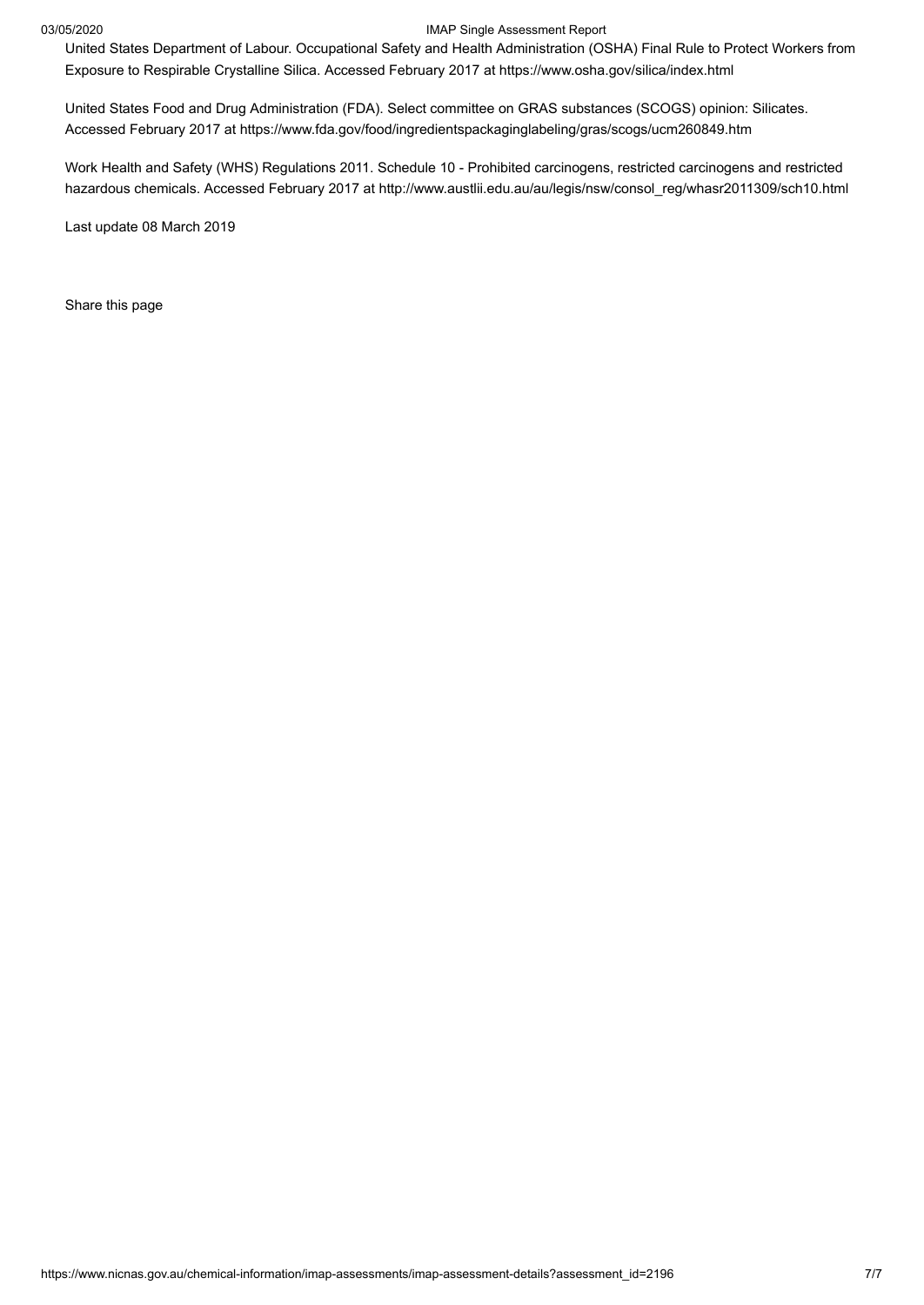United States Department of Labour. Occupational Safety and Health Administration (OSHA) Final Rule to Protect Workers from Exposure to Respirable Crystalline Silica. Accessed February 2017 at https://www.osha.gov/silica/index.html

United States Food and Drug Administration (FDA). Select committee on GRAS substances (SCOGS) opinion: Silicates. Accessed February 2017 at https://www.fda.gov/food/ingredientspackaginglabeling/gras/scogs/ucm260849.htm

Work Health and Safety (WHS) Regulations 2011. Schedule 10 - Prohibited carcinogens, restricted carcinogens and restricted hazardous chemicals. Accessed February 2017 at http://www.austlii.edu.au/au/legis/nsw/consol_reg/whasr2011309/sch10.html

Last update 08 March 2019

Share this page